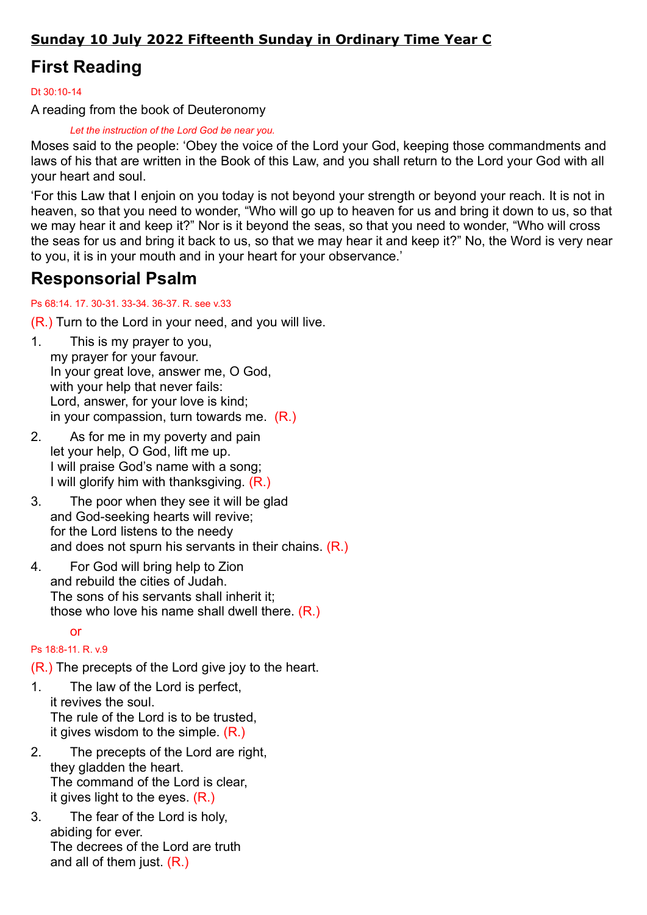**Sunday 10 July 2022 Fifteenth Sunday in Ordinary Time Year C**

# First Reading

Dt 30:10-14

A reading from the book of Deuteronomy

*Let the instruction of the Lord God be near you.*

Moses said to the people: 'Obey the voice of the Lord your God, keeping those commandments and laws of his that are written in the Book of this Law, and you shall return to the Lord your God with all your heart and soul.

'For this Law that I enjoin on you today is not beyond your strength or beyond your reach. It is not in heaven, so that you need to wonder, "Who will go up to heaven for us and bring it down to us, so that we may hear it and keep it?" Nor is it beyond the seas, so that you need to wonder, "Who will cross the seas for us and bring it back to us, so that we may hear it and keep it?" No, the Word is very near to you, it is in your mouth and in your heart for your observance.'

# Responsorial Psalm

Ps 68:14. 17. 30-31. 33-34. 36-37. R. see v.33

(R.) Turn to the Lord in your need, and you will live.

1. This is my prayer to you,
 my prayer for your favour.
 In your great love, answer me, O God,
 with your help that never fails:
 Lord, answer, for your love is kind;
 in your compassion, turn towards me. (R.)
2. As for me in my poverty and pain
 let your help, O God, lift me up.
 I will praise God's name with a song;
 I will glorify him with thanksgiving. (R.)
3. The poor when they see it will be glad
 and God-seeking hearts will revive;
 for the Lord listens to the needy
 and does not spurn his servants in their chains. (R.)
4. For God will bring help to Zion
 and rebuild the cities of Judah.
 The sons of his servants shall inherit it;
 those who love his name shall dwell there. (R.)

or

Ps 18:8-11. R. v.9

(R.) The precepts of the Lord give joy to the heart.

1. The law of the Lord is perfect,
 it revives the soul.
 The rule of the Lord is to be trusted,
 it gives wisdom to the simple. (R.)
2. The precepts of the Lord are right,
 they gladden the heart.
 The command of the Lord is clear,
 it gives light to the eyes. (R.)
3. The fear of the Lord is holy,
 abiding for ever.
 The decrees of the Lord are truth
 and all of them just. (R.)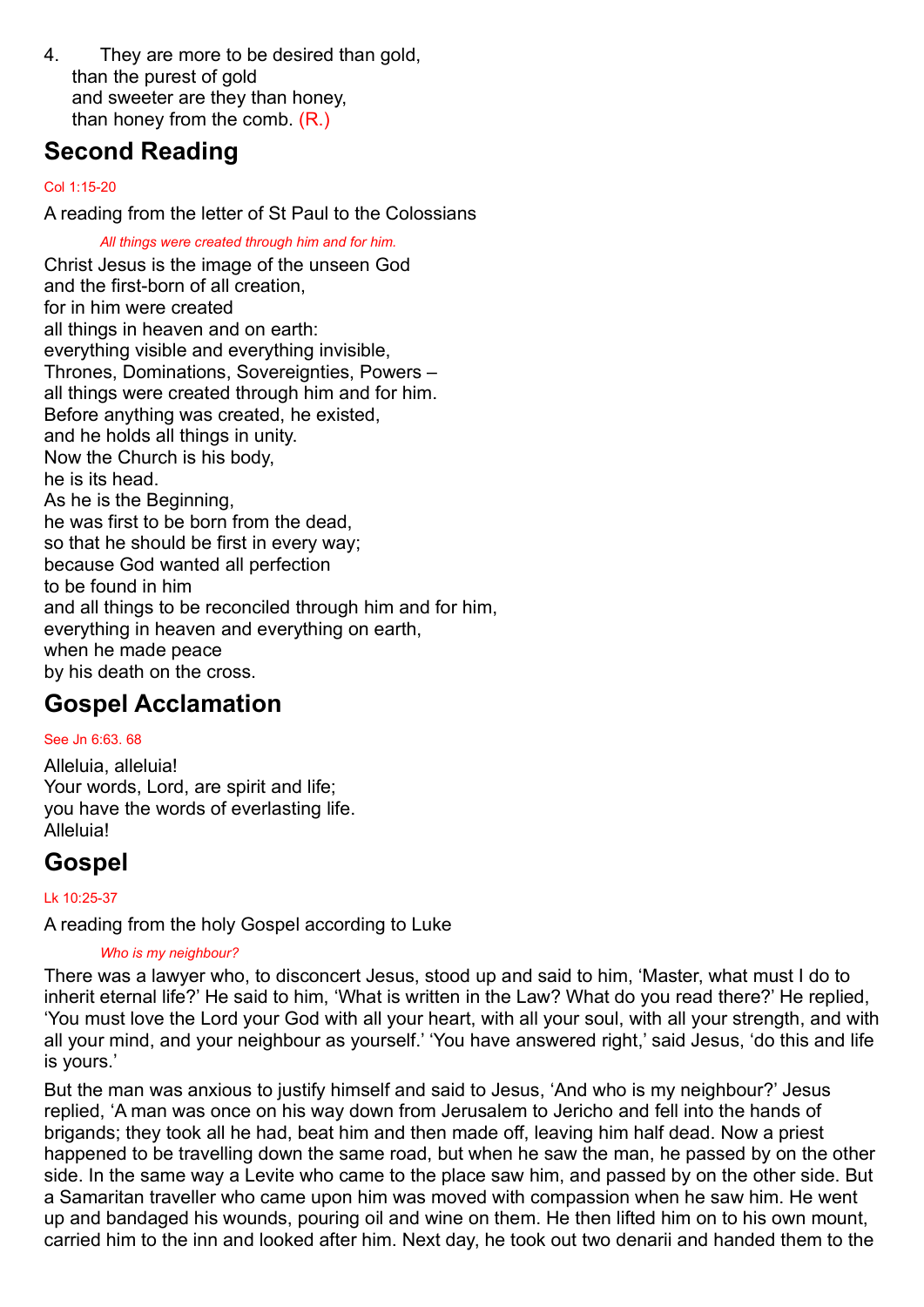4. They are more to be desired than gold,
than the purest of gold
and sweeter are they than honey,
than honey from the comb. (R.)

## Second Reading

Col 1:15-20

A reading from the letter of St Paul to the Colossians

*All things were created through him and for him.*

Christ Jesus is the image of the unseen God
and the first-born of all creation,
for in him were created
all things in heaven and on earth:
everything visible and everything invisible,
Thrones, Dominations, Sovereignties, Powers –
all things were created through him and for him.
Before anything was created, he existed,
and he holds all things in unity.
Now the Church is his body,
he is its head.
As he is the Beginning,
he was first to be born from the dead,
so that he should be first in every way;
because God wanted all perfection
to be found in him
and all things to be reconciled through him and for him,
everything in heaven and everything on earth,
when he made peace
by his death on the cross.

## Gospel Acclamation

See Jn 6:63. 68

Alleluia, alleluia!
Your words, Lord, are spirit and life;
you have the words of everlasting life.
Alleluia!

## Gospel

Lk 10:25-37

A reading from the holy Gospel according to Luke

*Who is my neighbour?*

There was a lawyer who, to disconcert Jesus, stood up and said to him, 'Master, what must I do to inherit eternal life?' He said to him, 'What is written in the Law? What do you read there?' He replied, 'You must love the Lord your God with all your heart, with all your soul, with all your strength, and with all your mind, and your neighbour as yourself.' 'You have answered right,' said Jesus, 'do this and life is yours.'

But the man was anxious to justify himself and said to Jesus, 'And who is my neighbour?' Jesus replied, 'A man was once on his way down from Jerusalem to Jericho and fell into the hands of brigands; they took all he had, beat him and then made off, leaving him half dead. Now a priest happened to be travelling down the same road, but when he saw the man, he passed by on the other side. In the same way a Levite who came to the place saw him, and passed by on the other side. But a Samaritan traveller who came upon him was moved with compassion when he saw him. He went up and bandaged his wounds, pouring oil and wine on them. He then lifted him on to his own mount, carried him to the inn and looked after him. Next day, he took out two denarii and handed them to the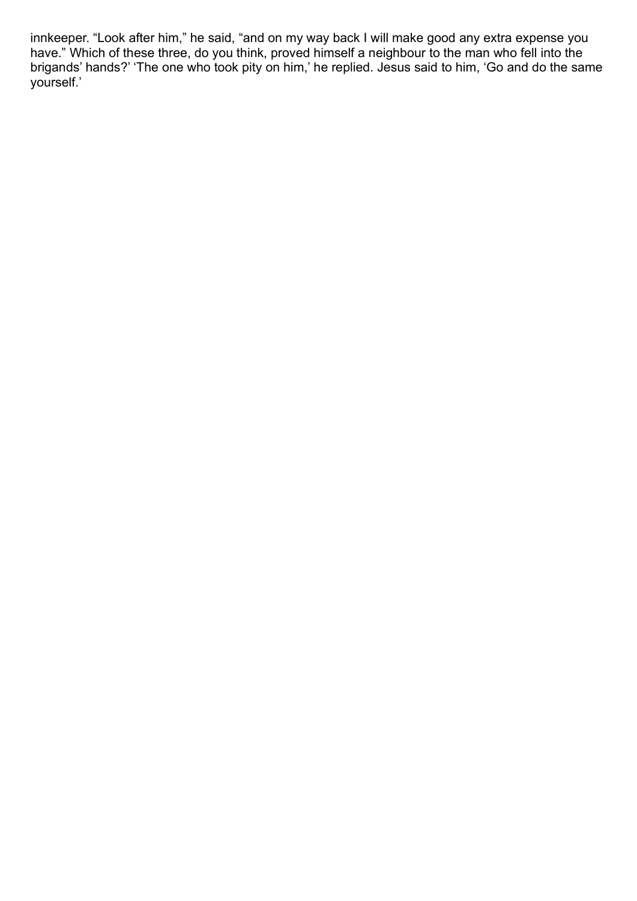innkeeper. “Look after him,” he said, “and on my way back I will make good any extra expense you have.” Which of these three, do you think, proved himself a neighbour to the man who fell into the brigands’ hands?’ ‘The one who took pity on him,’ he replied. Jesus said to him, ‘Go and do the same yourself.’